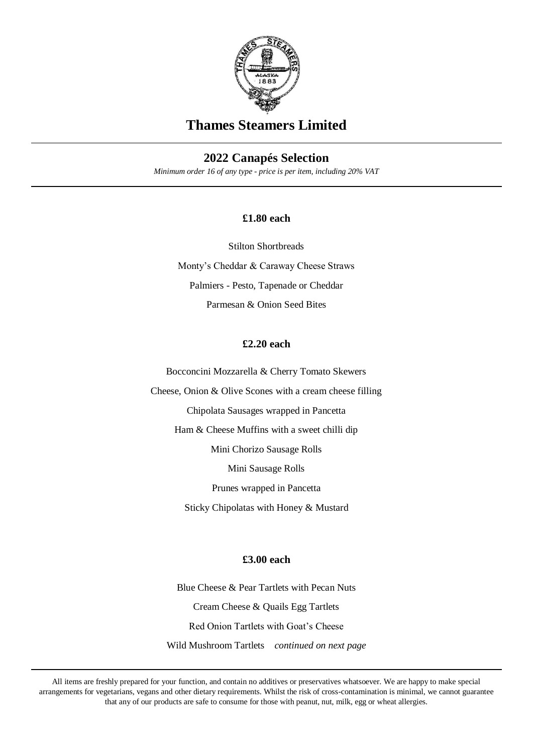# Thames Steamers Limited

## 2022 Canapés Selection

*Minimum order 16 of any type - price is per item, including 20% VAT*

**£1.80 each**

Stilton Shortbreads

Monty's Cheddar & Caraway Cheese Straws

Palmiers - Pesto, Tapenade or Cheddar

Parmesan & Onion Seed Bites

**£2.20 each**

Bocconcini Mozzarella & Cherry Tomato Skewers

Cheese, Onion & Olive Scones with a cream cheese filling

Chipolata Sausages wrapped in Pancetta

Ham & Cheese Muffins with a sweet chilli dip

Mini Chorizo Sausage Rolls

Mini Sausage Rolls

Prunes wrapped in Pancetta

Sticky Chipolatas with Honey & Mustard

**£3.00 each**

Blue Cheese & Pear Tartlets with Pecan Nuts

Cream Cheese & Quails Egg Tartlets

Red Onion Tartlets with Goat's Cheese

Wild Mushroom Tartlets *continued on next page*

All items are freshly prepared for your function, and contain no additives or preservatives whatsoever. We are happy to make special arrangements for vegetarians, vegans and other dietary requirements. Whilst the risk of cross-contamination is minimal, we cannot guarantee that any of our products are safe to consume for those with peanut, nut, milk, egg or wheat allergies.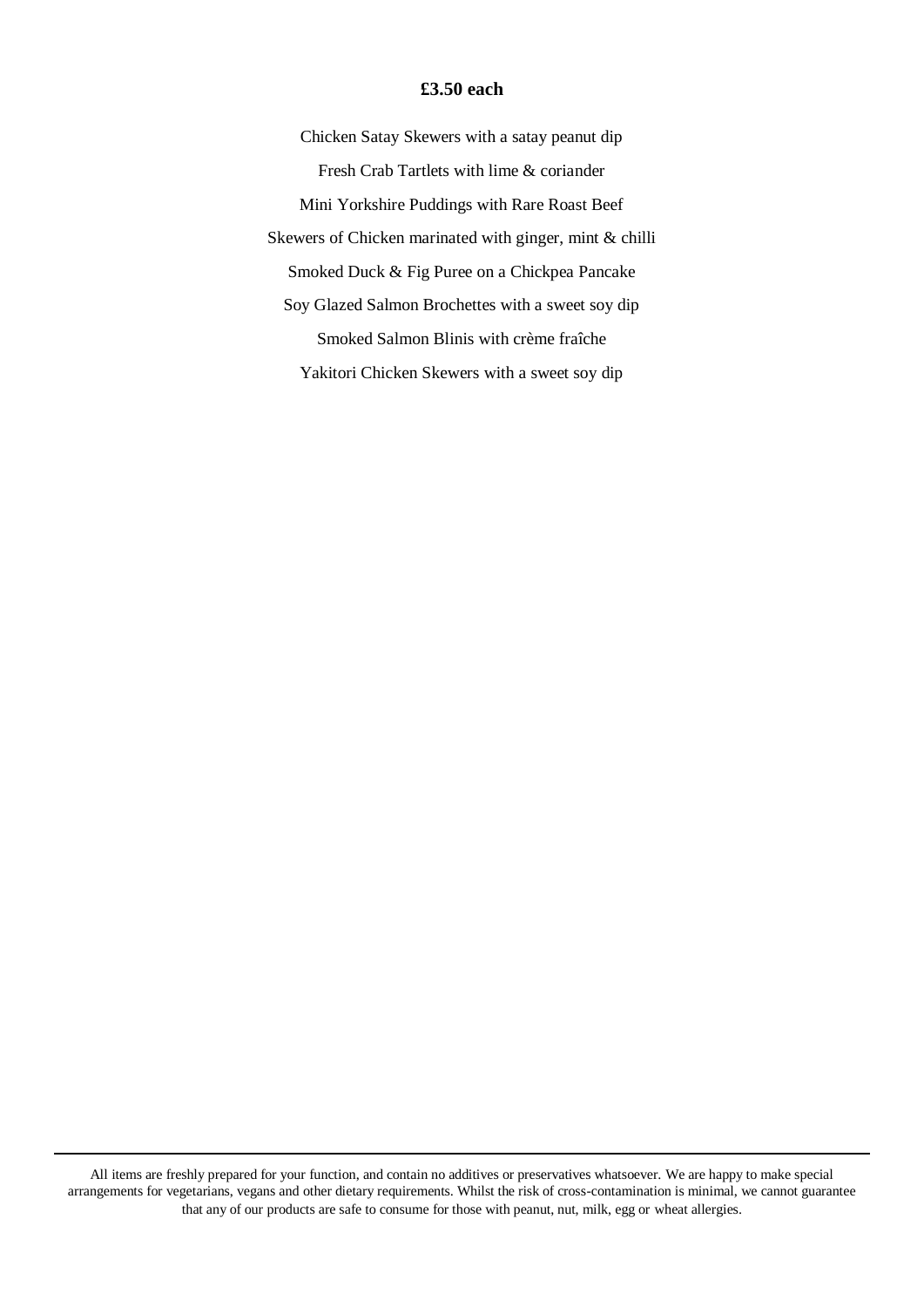**£3.50 each**

Chicken Satay Skewers with a satay peanut dip

Fresh Crab Tartlets with lime & coriander

Mini Yorkshire Puddings with Rare Roast Beef

Skewers of Chicken marinated with ginger, mint & chilli

Smoked Duck & Fig Puree on a Chickpea Pancake

Soy Glazed Salmon Brochettes with a sweet soy dip

Smoked Salmon Blinis with crème fraîche

Yakitori Chicken Skewers with a sweet soy dip

---

All items are freshly prepared for your function, and contain no additives or preservatives whatsoever. We are happy to make special arrangements for vegetarians, vegans and other dietary requirements. Whilst the risk of cross-contamination is minimal, we cannot guarantee that any of our products are safe to consume for those with peanut, nut, milk, egg or wheat allergies.